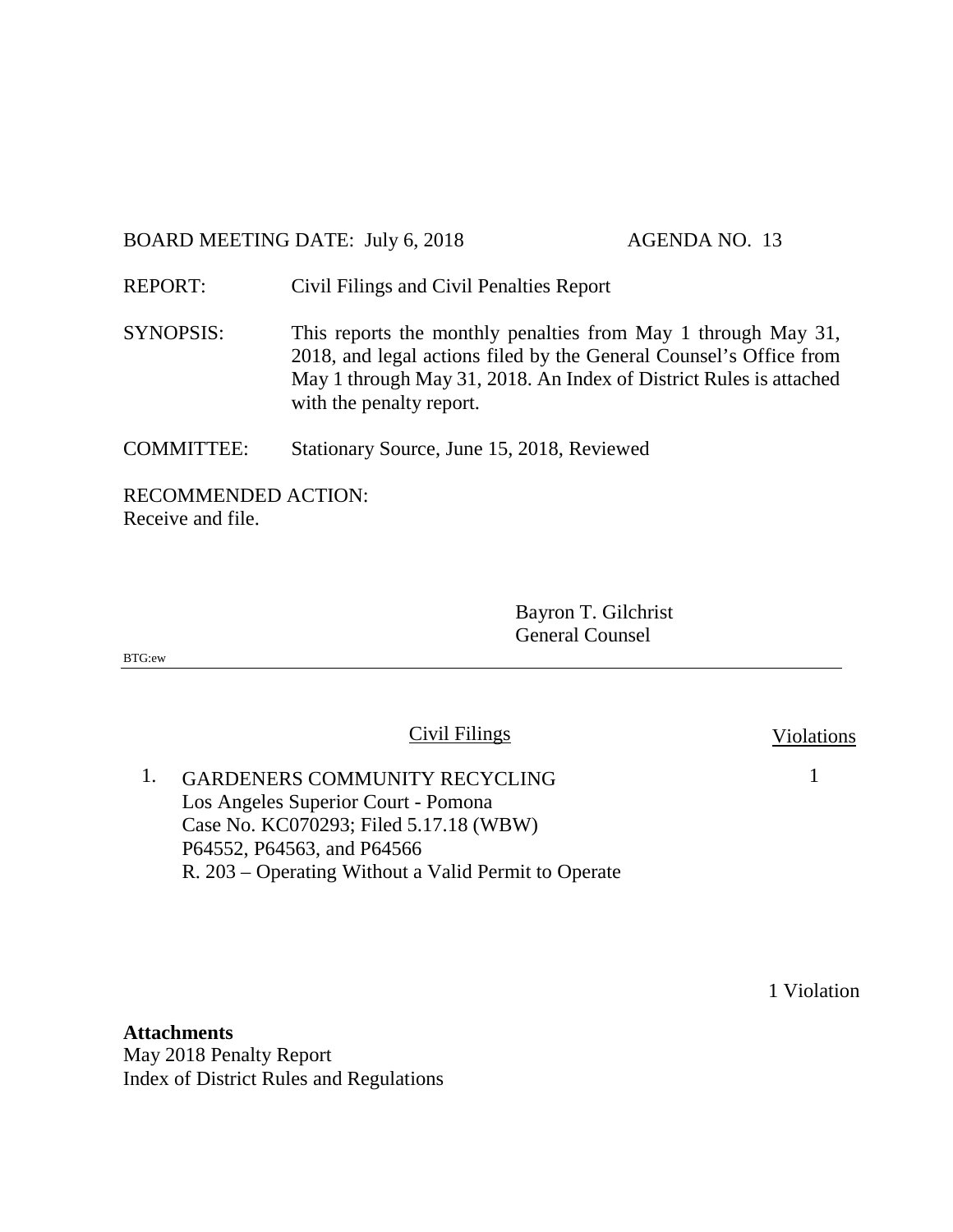BOARD MEETING DATE: July 6, 2018 AGENDA NO. 13

REPORT: Civil Filings and Civil Penalties Report

SYNOPSIS: This reports the monthly penalties from May 1 through May 31, 2018, and legal actions filed by the General Counsel's Office from May 1 through May 31, 2018. An Index of District Rules is attached with the penalty report.

COMMITTEE: Stationary Source, June 15, 2018, Reviewed

RECOMMENDED ACTION:
Receive and file.

Bayron T. Gilchrist
General Counsel

BTG:ew

---

| | Civil Filings | Violations |
|---|---|---|
| 1. | GARDENERS COMMUNITY RECYCLING<br>Los Angeles Superior Court - Pomona<br>Case No. KC070293; Filed 5.17.18 (WBW)<br>P64552, P64563, and P64566<br>R. 203 – Operating Without a Valid Permit to Operate | 1 |

1 Violation

**Attachments**
May 2018 Penalty Report
Index of District Rules and Regulations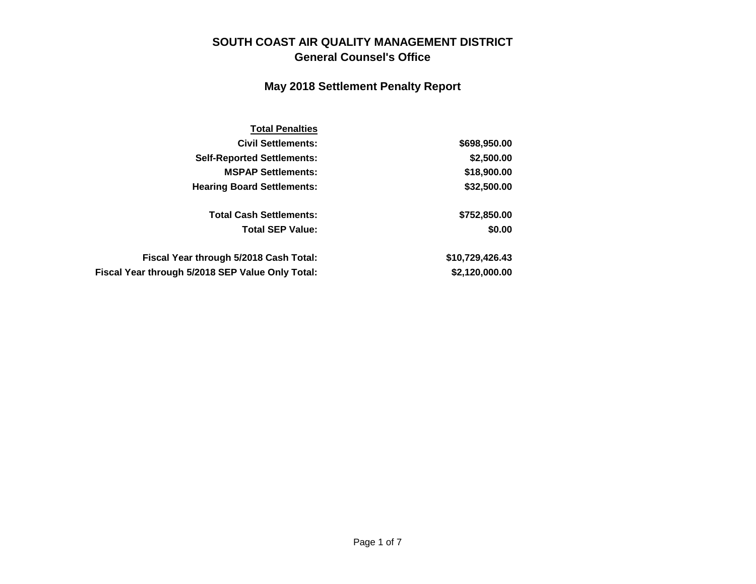# SOUTH COAST AIR QUALITY MANAGEMENT DISTRICT
## General Counsel's Office

### May 2018 Settlement Penalty Report

| **Total Penalties** | |
|---|---|
| **Civil Settlements:** | **$698,950.00** |
| **Self-Reported Settlements:** | **$2,500.00** |
| **MSPAP Settlements:** | **$18,900.00** |
| **Hearing Board Settlements:** | **$32,500.00** |
| | |
| **Total Cash Settlements:** | **$752,850.00** |
| **Total SEP Value:** | **$0.00** |
| | |
| **Fiscal Year through 5/2018 Cash Total:** | **$10,729,426.43** |
| **Fiscal Year through 5/2018 SEP Value Only Total:** | **$2,120,000.00** |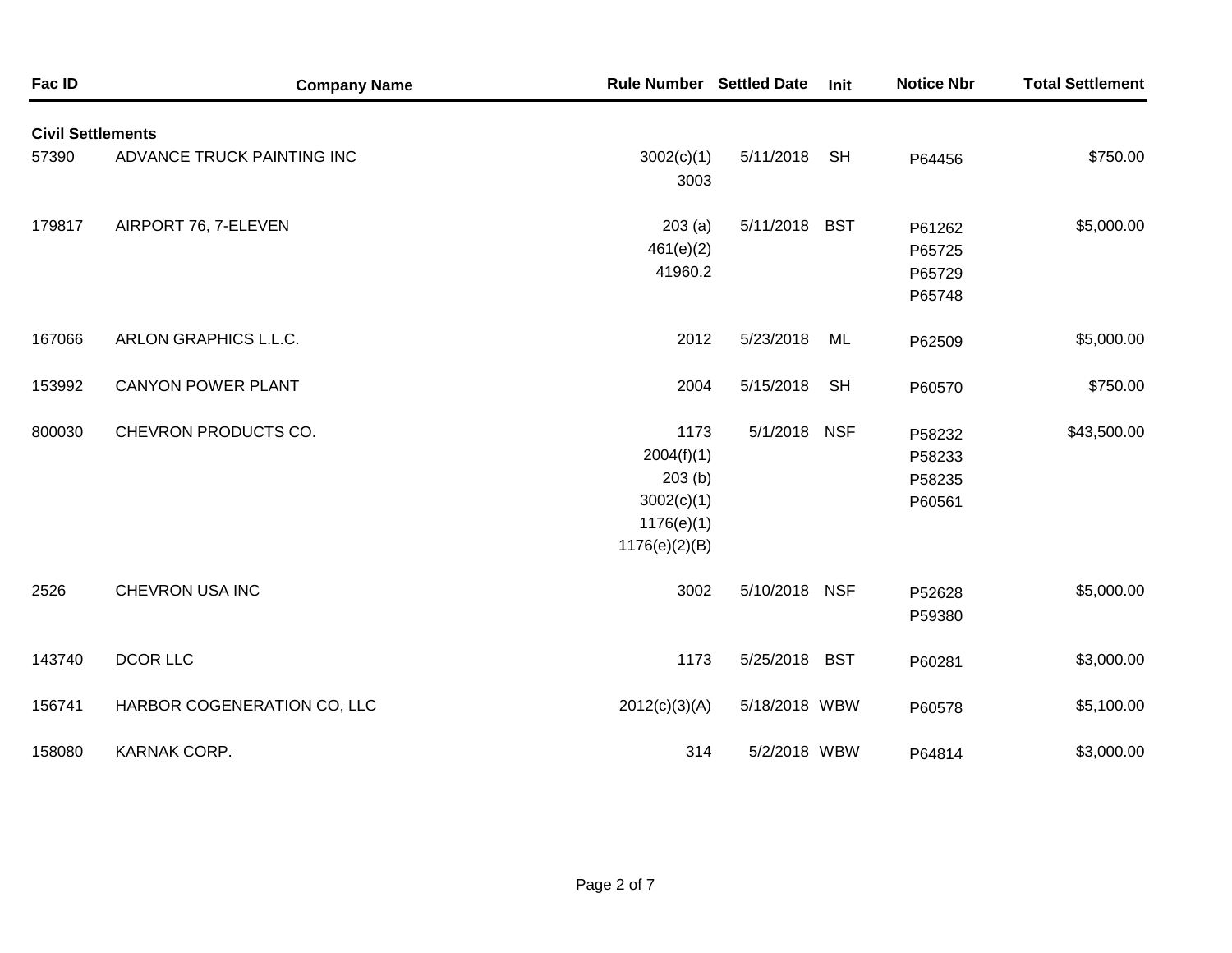| Fac ID | Company Name | Rule Number | Settled Date | Init | Notice Nbr | Total Settlement |
|---|---|---|---|---|---|---|
| **Civil Settlements** | | | | | | |
| 57390 | ADVANCE TRUCK PAINTING INC | 3002(c)(1)<br>3003 | 5/11/2018 | SH | P64456 | $750.00 |
| 179817 | AIRPORT 76, 7-ELEVEN | 203 (a)<br>461(e)(2)<br>41960.2 | 5/11/2018 | BST | P61262<br>P65725<br>P65729<br>P65748 | $5,000.00 |
| 167066 | ARLON GRAPHICS L.L.C. | 2012 | 5/23/2018 | ML | P62509 | $5,000.00 |
| 153992 | CANYON POWER PLANT | 2004 | 5/15/2018 | SH | P60570 | $750.00 |
| 800030 | CHEVRON PRODUCTS CO. | 1173<br>2004(f)(1)<br>203 (b)<br>3002(c)(1)<br>1176(e)(1)<br>1176(e)(2)(B) | 5/1/2018 | NSF | P58232<br>P58233<br>P58235<br>P60561 | $43,500.00 |
| 2526 | CHEVRON USA INC | 3002 | 5/10/2018 | NSF | P52628<br>P59380 | $5,000.00 |
| 143740 | DCOR LLC | 1173 | 5/25/2018 | BST | P60281 | $3,000.00 |
| 156741 | HARBOR COGENERATION CO, LLC | 2012(c)(3)(A) | 5/18/2018 | WBW | P60578 | $5,100.00 |
| 158080 | KARNAK CORP. | 314 | 5/2/2018 | WBW | P64814 | $3,000.00 |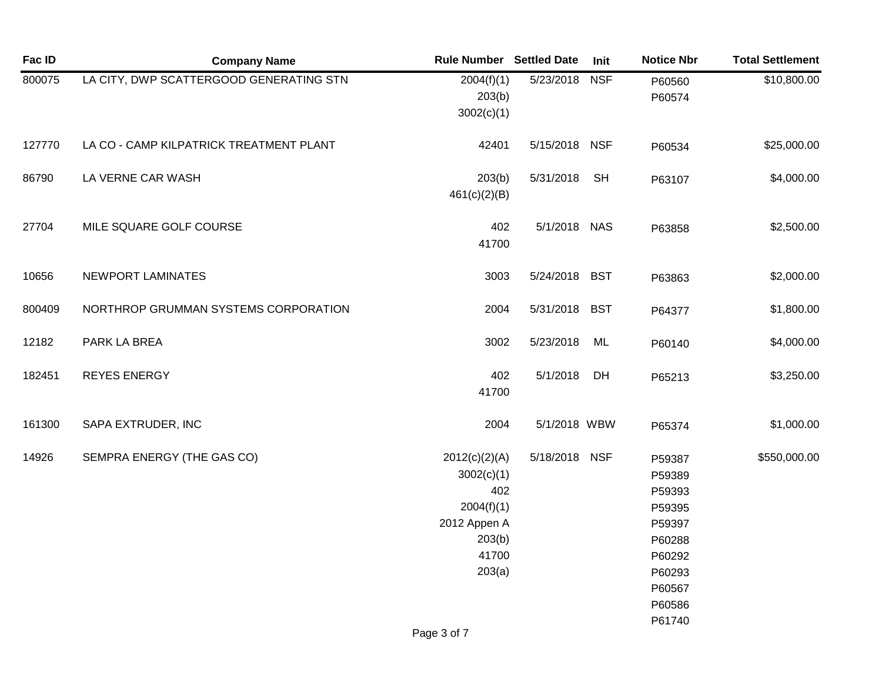| Fac ID | Company Name | Rule Number | Settled Date | Init | Notice Nbr | Total Settlement |
|---|---|---|---|---|---|---|
| 800075 | LA CITY, DWP SCATTERGOOD GENERATING STN | 2004(f)(1)<br>203(b)<br>3002(c)(1) | 5/23/2018 | NSF | P60560<br>P60574 | $10,800.00 |
| 127770 | LA CO - CAMP KILPATRICK TREATMENT PLANT | 42401 | 5/15/2018 | NSF | P60534 | $25,000.00 |
| 86790 | LA VERNE CAR WASH | 203(b)<br>461(c)(2)(B) | 5/31/2018 | SH | P63107 | $4,000.00 |
| 27704 | MILE SQUARE GOLF COURSE | 402<br>41700 | 5/1/2018 | NAS | P63858 | $2,500.00 |
| 10656 | NEWPORT LAMINATES | 3003 | 5/24/2018 | BST | P63863 | $2,000.00 |
| 800409 | NORTHROP GRUMMAN SYSTEMS CORPORATION | 2004 | 5/31/2018 | BST | P64377 | $1,800.00 |
| 12182 | PARK LA BREA | 3002 | 5/23/2018 | ML | P60140 | $4,000.00 |
| 182451 | REYES ENERGY | 402<br>41700 | 5/1/2018 | DH | P65213 | $3,250.00 |
| 161300 | SAPA EXTRUDER, INC | 2004 | 5/1/2018 | WBW | P65374 | $1,000.00 |
| 14926 | SEMPRA ENERGY (THE GAS CO) | 2012(c)(2)(A)<br>3002(c)(1)<br>402<br>2004(f)(1)<br>2012 Appen A<br>203(b)<br>41700<br>203(a) | 5/18/2018 | NSF | P59387<br>P59389<br>P59393<br>P59395<br>P59397<br>P60288<br>P60292<br>P60293<br>P60567<br>P60586<br>P61740 | $550,000.00 |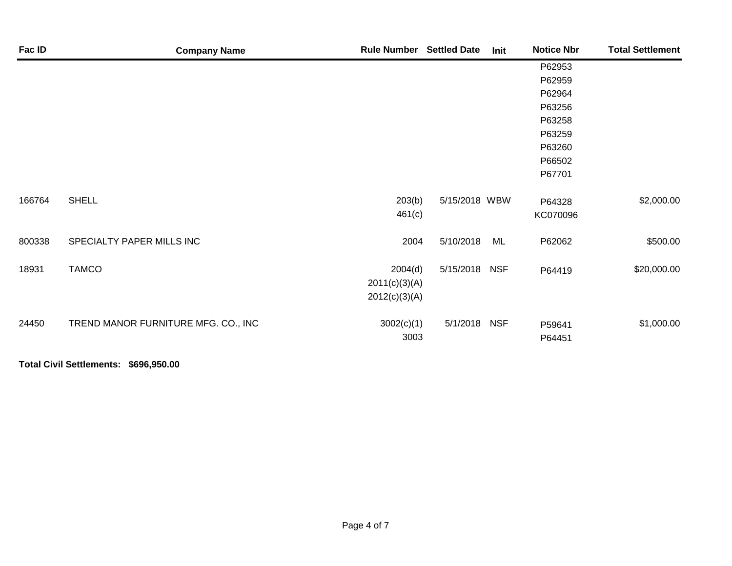| Fac ID | Company Name | Rule Number | Settled Date | Init | Notice Nbr | Total Settlement |
|---|---|---|---|---|---|---|
| | | | | | P62953 | |
| | | | | | P62959 | |
| | | | | | P62964 | |
| | | | | | P63256 | |
| | | | | | P63258 | |
| | | | | | P63259 | |
| | | | | | P63260 | |
| | | | | | P66502 | |
| | | | | | P67701 | |
| 166764 | SHELL | 203(b) | 5/15/2018 | WBW | P64328 | $2,000.00 |
| | | 461(c) | | | KC070096 | |
| 800338 | SPECIALTY PAPER MILLS INC | 2004 | 5/10/2018 | ML | P62062 | $500.00 |
| 18931 | TAMCO | 2004(d) | 5/15/2018 | NSF | P64419 | $20,000.00 |
| | | 2011(c)(3)(A) | | | | |
| | | 2012(c)(3)(A) | | | | |
| 24450 | TREND MANOR FURNITURE MFG. CO., INC | 3002(c)(1) | 5/1/2018 | NSF | P59641 | $1,000.00 |
| | | 3003 | | | P64451 | |

**Total Civil Settlements: $696,950.00**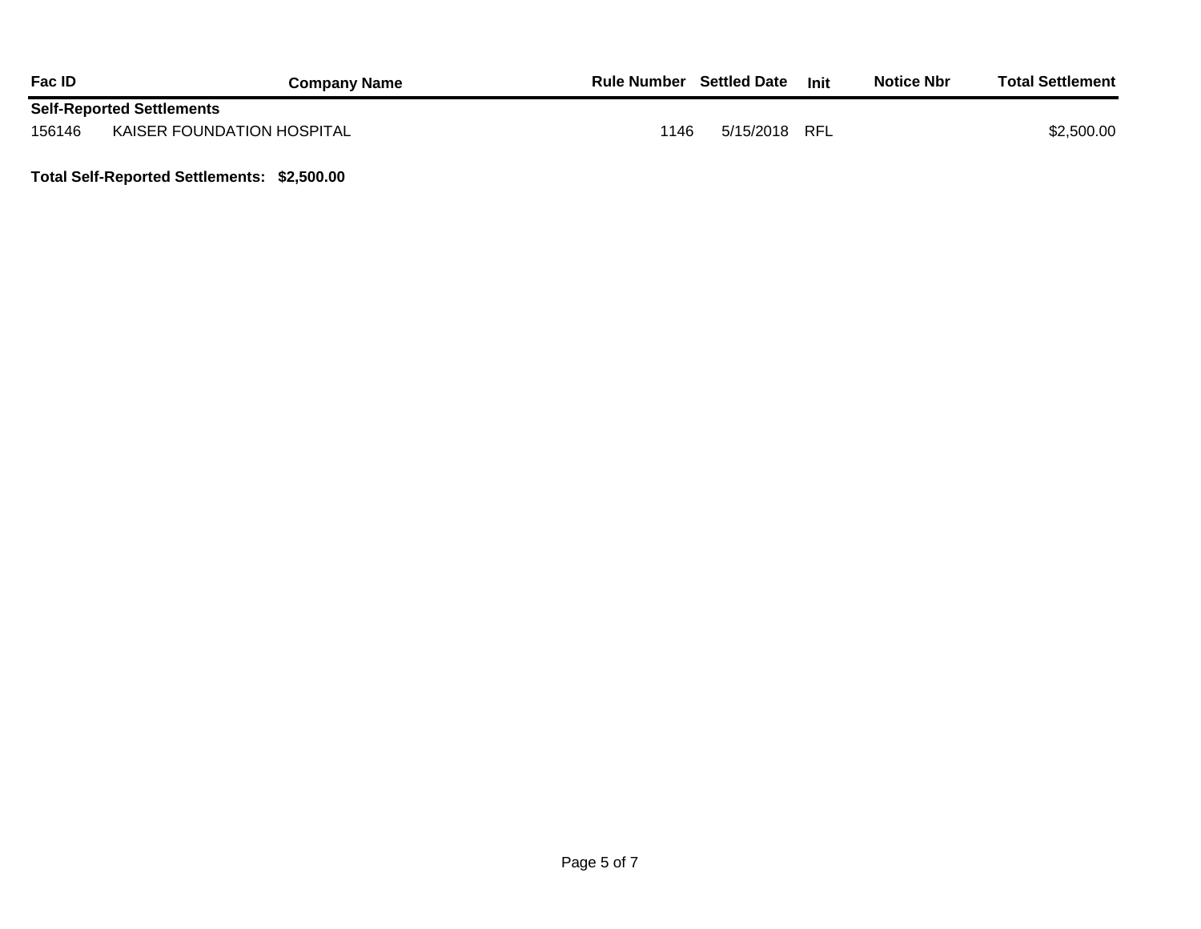| Fac ID | Company Name | Rule Number | Settled Date | Init | Notice Nbr | Total Settlement |
|---|---|---|---|---|---|---|
| **Self-Reported Settlements** | | | | | | |
| 156146 | KAISER FOUNDATION HOSPITAL | 1146 | 5/15/2018 | RFL | | $2,500.00 |

**Total Self-Reported Settlements: $2,500.00**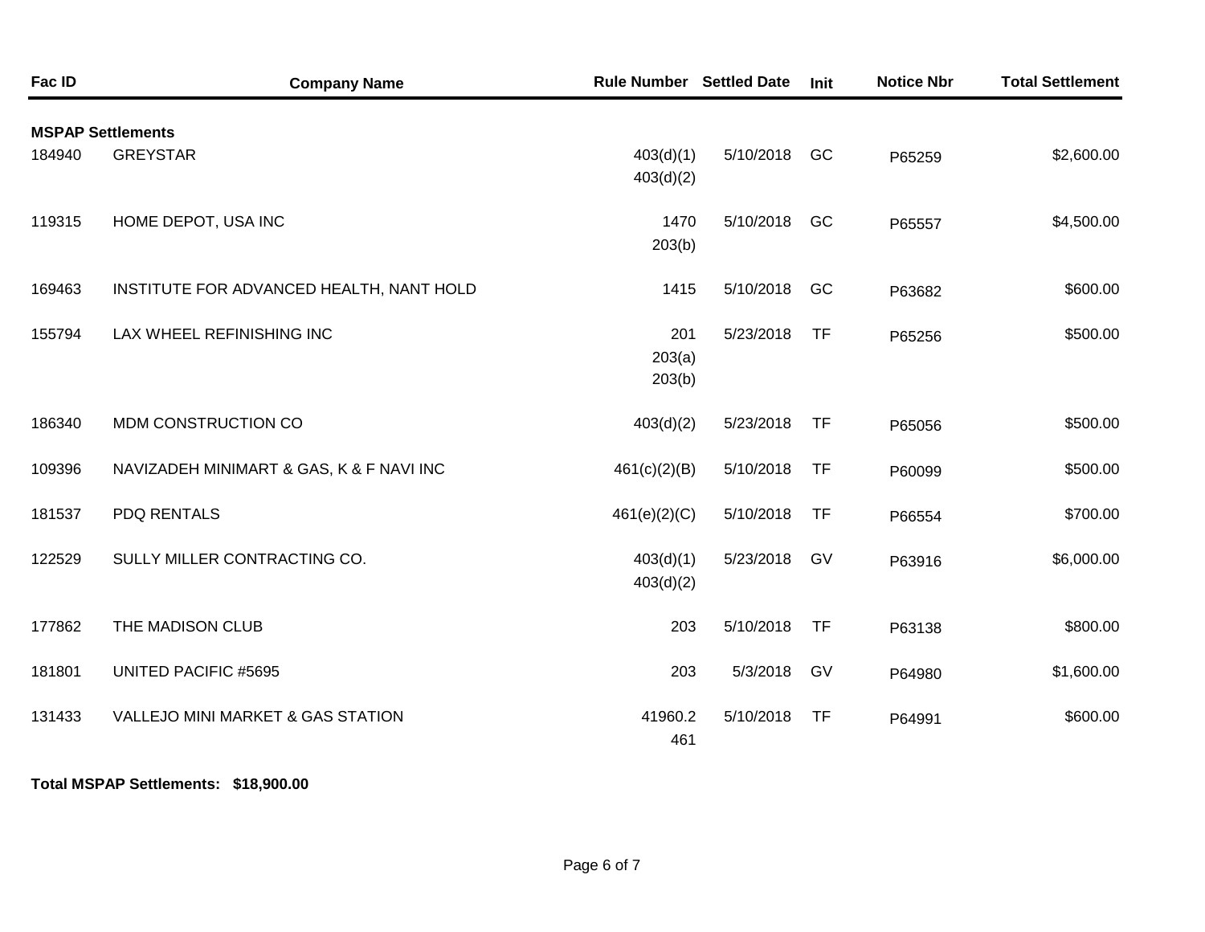| Fac ID | Company Name | Rule Number | Settled Date | Init | Notice Nbr | Total Settlement |
|---|---|---|---|---|---|---|
| **MSPAP Settlements** | | | | | | |
| 184940 | GREYSTAR | 403(d)(1)<br>403(d)(2) | 5/10/2018 | GC | P65259 | $2,600.00 |
| 119315 | HOME DEPOT, USA INC | 1470<br>203(b) | 5/10/2018 | GC | P65557 | $4,500.00 |
| 169463 | INSTITUTE FOR ADVANCED HEALTH, NANT HOLD | 1415 | 5/10/2018 | GC | P63682 | $600.00 |
| 155794 | LAX WHEEL REFINISHING INC | 201<br>203(a)<br>203(b) | 5/23/2018 | TF | P65256 | $500.00 |
| 186340 | MDM CONSTRUCTION CO | 403(d)(2) | 5/23/2018 | TF | P65056 | $500.00 |
| 109396 | NAVIZADEH MINIMART & GAS, K & F NAVI INC | 461(c)(2)(B) | 5/10/2018 | TF | P60099 | $500.00 |
| 181537 | PDQ RENTALS | 461(e)(2)(C) | 5/10/2018 | TF | P66554 | $700.00 |
| 122529 | SULLY MILLER CONTRACTING CO. | 403(d)(1)<br>403(d)(2) | 5/23/2018 | GV | P63916 | $6,000.00 |
| 177862 | THE MADISON CLUB | 203 | 5/10/2018 | TF | P63138 | $800.00 |
| 181801 | UNITED PACIFIC #5695 | 203 | 5/3/2018 | GV | P64980 | $1,600.00 |
| 131433 | VALLEJO MINI MARKET & GAS STATION | 41960.2<br>461 | 5/10/2018 | TF | P64991 | $600.00 |

**Total MSPAP Settlements: $18,900.00**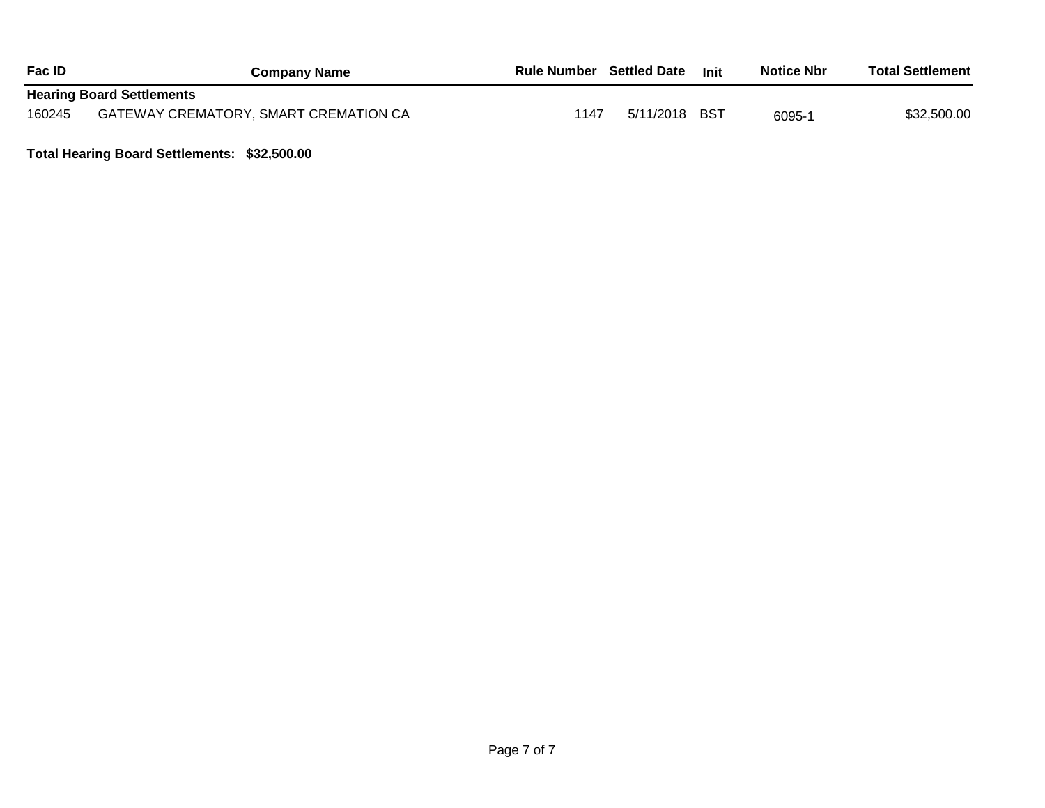| Fac ID | Company Name | Rule Number | Settled Date | Init | Notice Nbr | Total Settlement |
|---|---|---|---|---|---|---|
| **Hearing Board Settlements** | | | | | | |
| 160245 | GATEWAY CREMATORY, SMART CREMATION CA | 1147 | 5/11/2018 | BST | 6095-1 | $32,500.00 |

**Total Hearing Board Settlements: $32,500.00**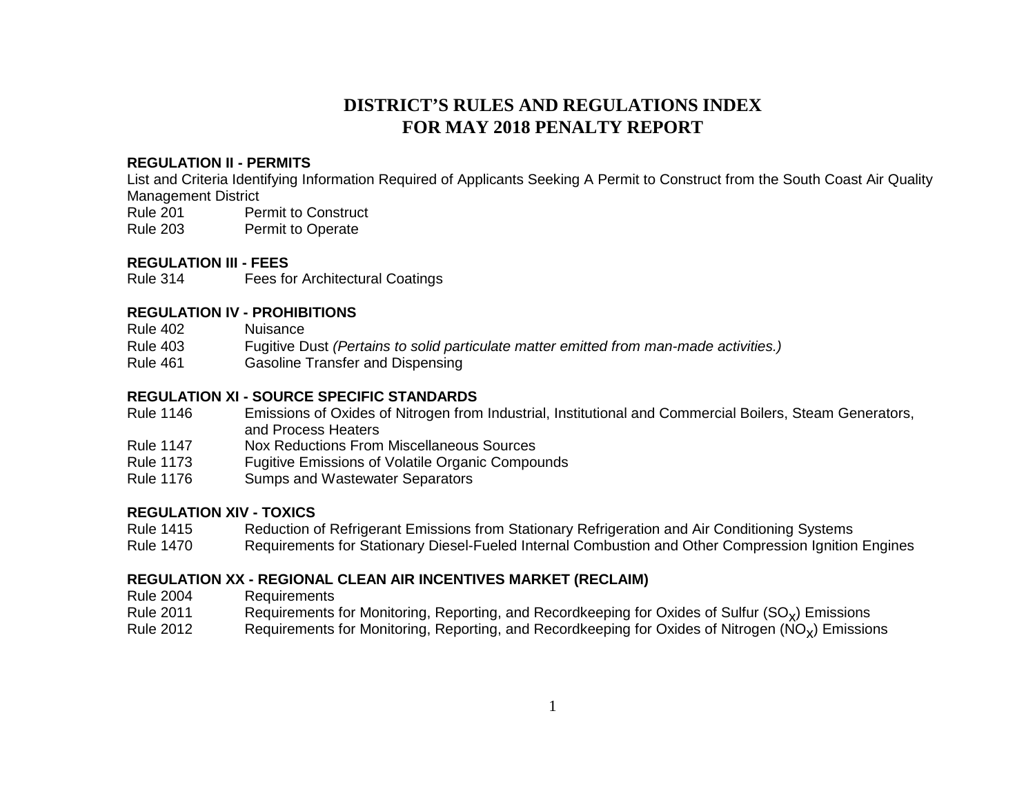# DISTRICT'S RULES AND REGULATIONS INDEX
# FOR MAY 2018 PENALTY REPORT

**REGULATION II - PERMITS**

List and Criteria Identifying Information Required of Applicants Seeking A Permit to Construct from the South Coast Air Quality Management District

| | |
|---|---|
| Rule 201 | Permit to Construct |
| Rule 203 | Permit to Operate |

**REGULATION III - FEES**

| | |
|---|---|
| Rule 314 | Fees for Architectural Coatings |

**REGULATION IV - PROHIBITIONS**

| | |
|---|---|
| Rule 402 | Nuisance |
| Rule 403 | Fugitive Dust *(Pertains to solid particulate matter emitted from man-made activities.)* |
| Rule 461 | Gasoline Transfer and Dispensing |

**REGULATION XI - SOURCE SPECIFIC STANDARDS**

| | |
|---|---|
| Rule 1146 | Emissions of Oxides of Nitrogen from Industrial, Institutional and Commercial Boilers, Steam Generators, and Process Heaters |
| Rule 1147 | Nox Reductions From Miscellaneous Sources |
| Rule 1173 | Fugitive Emissions of Volatile Organic Compounds |
| Rule 1176 | Sumps and Wastewater Separators |

**REGULATION XIV - TOXICS**

| | |
|---|---|
| Rule 1415 | Reduction of Refrigerant Emissions from Stationary Refrigeration and Air Conditioning Systems |
| Rule 1470 | Requirements for Stationary Diesel-Fueled Internal Combustion and Other Compression Ignition Engines |

**REGULATION XX - REGIONAL CLEAN AIR INCENTIVES MARKET (RECLAIM)**

| | |
|---|---|
| Rule 2004 | Requirements |
| Rule 2011 | Requirements for Monitoring, Reporting, and Recordkeeping for Oxides of Sulfur ($SO_X$) Emissions |
| Rule 2012 | Requirements for Monitoring, Reporting, and Recordkeeping for Oxides of Nitrogen ($NO_X$) Emissions |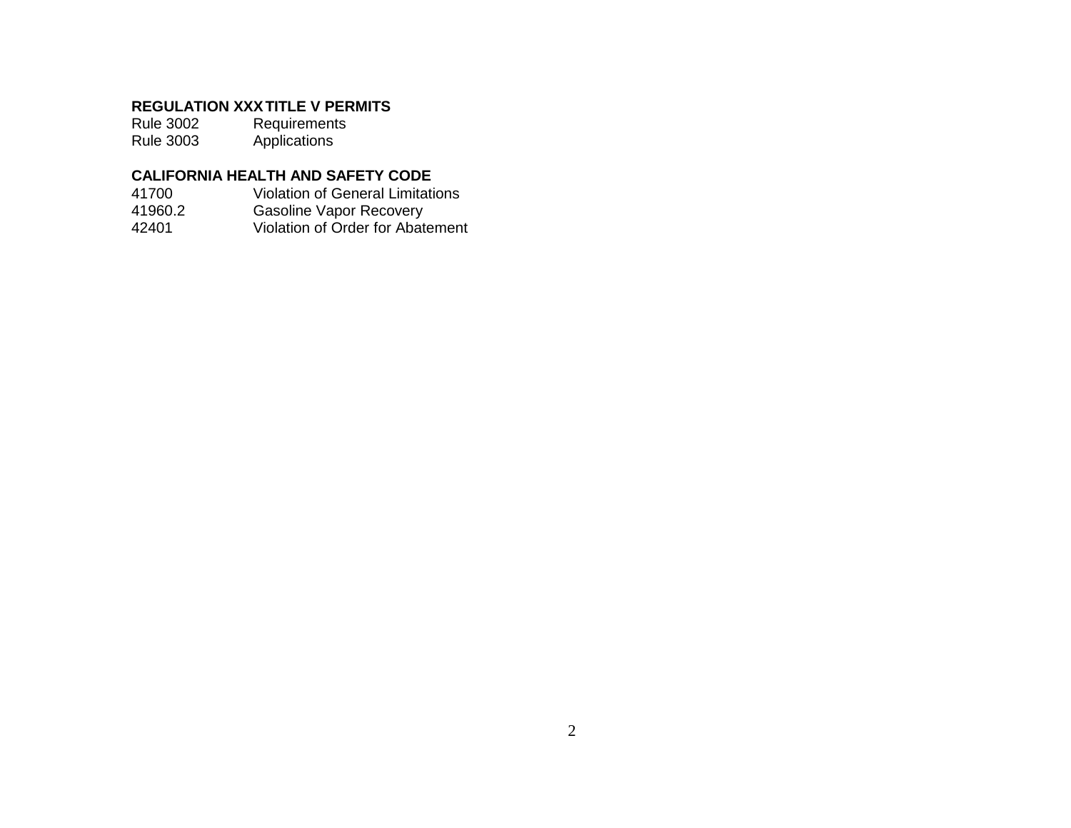**REGULATION XXX TITLE V PERMITS**

| | |
|---|---|
| Rule 3002 | Requirements |
| Rule 3003 | Applications |

**CALIFORNIA HEALTH AND SAFETY CODE**

| | |
|---|---|
| 41700 | Violation of General Limitations |
| 41960.2 | Gasoline Vapor Recovery |
| 42401 | Violation of Order for Abatement |